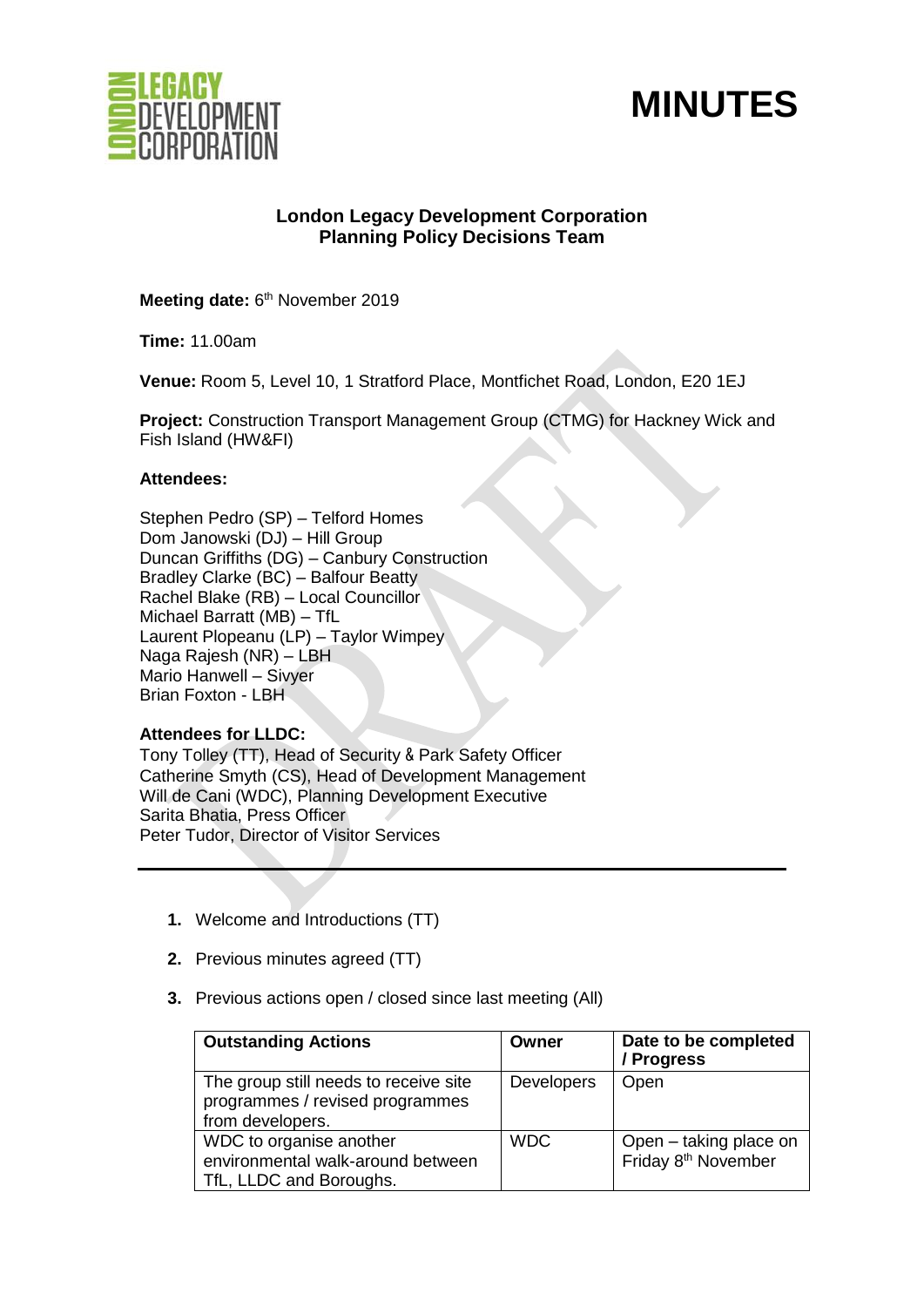# MINUTES

## London Legacy Development Corporation
## Planning Policy Decisions Team

**Meeting date:** 6th November 2019

**Time:** 11.00am

**Venue:** Room 5, Level 10, 1 Stratford Place, Montfichet Road, London, E20 1EJ

**Project:** Construction Transport Management Group (CTMG) for Hackney Wick and Fish Island (HW&FI)

**Attendees:**

Stephen Pedro (SP) – Telford Homes
Dom Janowski (DJ) – Hill Group
Duncan Griffiths (DG) – Canbury Construction
Bradley Clarke (BC) – Balfour Beatty
Rachel Blake (RB) – Local Councillor
Michael Barratt (MB) – TfL
Laurent Plopeanu (LP) – Taylor Wimpey
Naga Rajesh (NR) – LBH
Mario Hanwell – Sivyer
Brian Foxton - LBH

**Attendees for LLDC:**
Tony Tolley (TT), Head of Security & Park Safety Officer
Catherine Smyth (CS), Head of Development Management
Will de Cani (WDC), Planning Development Executive
Sarita Bhatia, Press Officer
Peter Tudor, Director of Visitor Services

---

1. Welcome and Introductions (TT)
2. Previous minutes agreed (TT)
3. Previous actions open / closed since last meeting (All)

| Outstanding Actions | Owner | Date to be completed / Progress |
|---|---|---|
| The group still needs to receive site programmes / revised programmes from developers. | Developers | Open |
| WDC to organise another environmental walk-around between TfL, LLDC and Boroughs. | WDC | Open – taking place on Friday 8th November |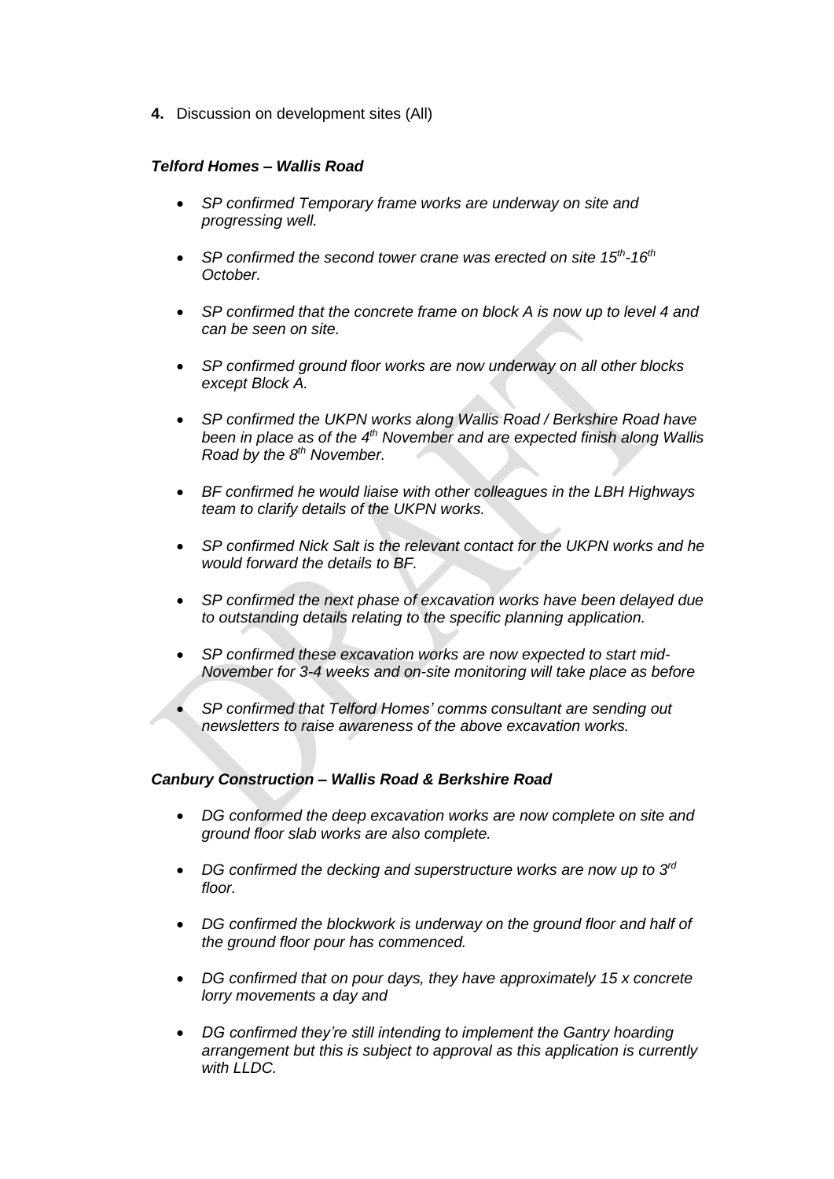**4.** Discussion on development sites (All)

***Telford Homes – Wallis Road***

- *SP confirmed Temporary frame works are underway on site and progressing well.*
- *SP confirmed the second tower crane was erected on site 15th-16th October.*
- *SP confirmed that the concrete frame on block A is now up to level 4 and can be seen on site.*
- *SP confirmed ground floor works are now underway on all other blocks except Block A.*
- *SP confirmed the UKPN works along Wallis Road / Berkshire Road have been in place as of the 4th November and are expected finish along Wallis Road by the 8th November.*
- *BF confirmed he would liaise with other colleagues in the LBH Highways team to clarify details of the UKPN works.*
- *SP confirmed Nick Salt is the relevant contact for the UKPN works and he would forward the details to BF.*
- *SP confirmed the next phase of excavation works have been delayed due to outstanding details relating to the specific planning application.*
- *SP confirmed these excavation works are now expected to start mid-November for 3-4 weeks and on-site monitoring will take place as before*
- *SP confirmed that Telford Homes' comms consultant are sending out newsletters to raise awareness of the above excavation works.*

***Canbury Construction – Wallis Road & Berkshire Road***

- *DG conformed the deep excavation works are now complete on site and ground floor slab works are also complete.*
- *DG confirmed the decking and superstructure works are now up to 3rd floor.*
- *DG confirmed the blockwork is underway on the ground floor and half of the ground floor pour has commenced.*
- *DG confirmed that on pour days, they have approximately 15 x concrete lorry movements a day and*
- *DG confirmed they're still intending to implement the Gantry hoarding arrangement but this is subject to approval as this application is currently with LLDC.*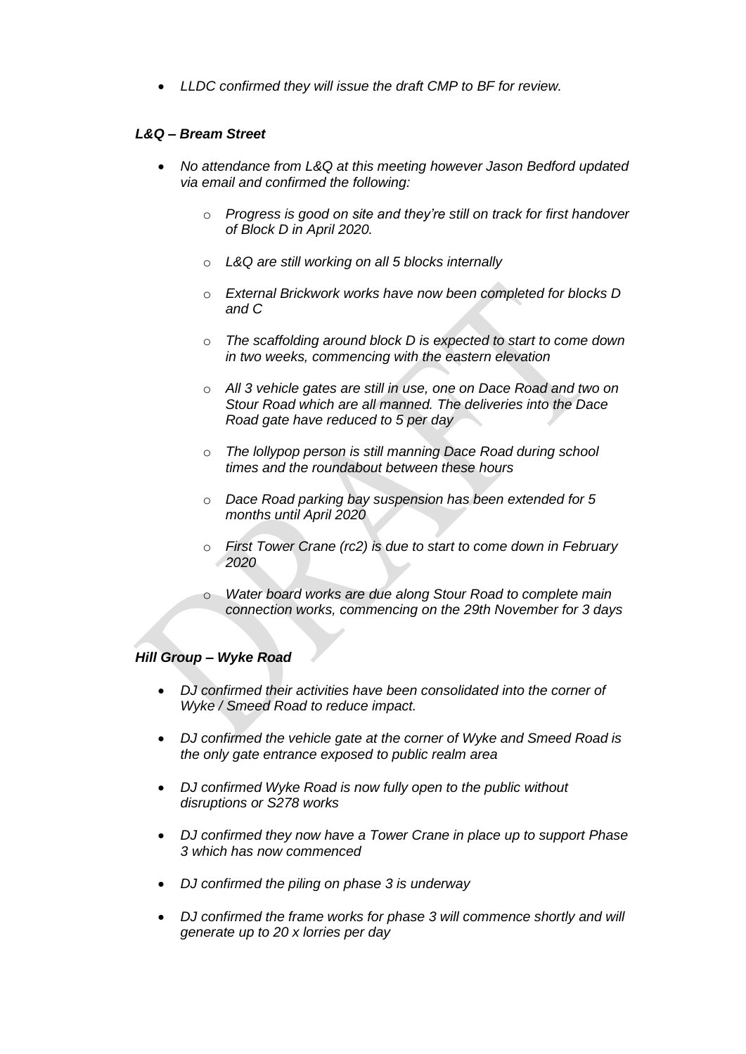- *LLDC confirmed they will issue the draft CMP to BF for review.*

***L&Q – Bream Street***

- *No attendance from L&Q at this meeting however Jason Bedford updated via email and confirmed the following:*
  - *Progress is good on site and they're still on track for first handover of Block D in April 2020.*
  - *L&Q are still working on all 5 blocks internally*
  - *External Brickwork works have now been completed for blocks D and C*
  - *The scaffolding around block D is expected to start to come down in two weeks, commencing with the eastern elevation*
  - *All 3 vehicle gates are still in use, one on Dace Road and two on Stour Road which are all manned. The deliveries into the Dace Road gate have reduced to 5 per day*
  - *The lollypop person is still manning Dace Road during school times and the roundabout between these hours*
  - *Dace Road parking bay suspension has been extended for 5 months until April 2020*
  - *First Tower Crane (rc2) is due to start to come down in February 2020*
  - *Water board works are due along Stour Road to complete main connection works, commencing on the 29th November for 3 days*

***Hill Group – Wyke Road***

- *DJ confirmed their activities have been consolidated into the corner of Wyke / Smeed Road to reduce impact.*
- *DJ confirmed the vehicle gate at the corner of Wyke and Smeed Road is the only gate entrance exposed to public realm area*
- *DJ confirmed Wyke Road is now fully open to the public without disruptions or S278 works*
- *DJ confirmed they now have a Tower Crane in place up to support Phase 3 which has now commenced*
- *DJ confirmed the piling on phase 3 is underway*
- *DJ confirmed the frame works for phase 3 will commence shortly and will generate up to 20 x lorries per day*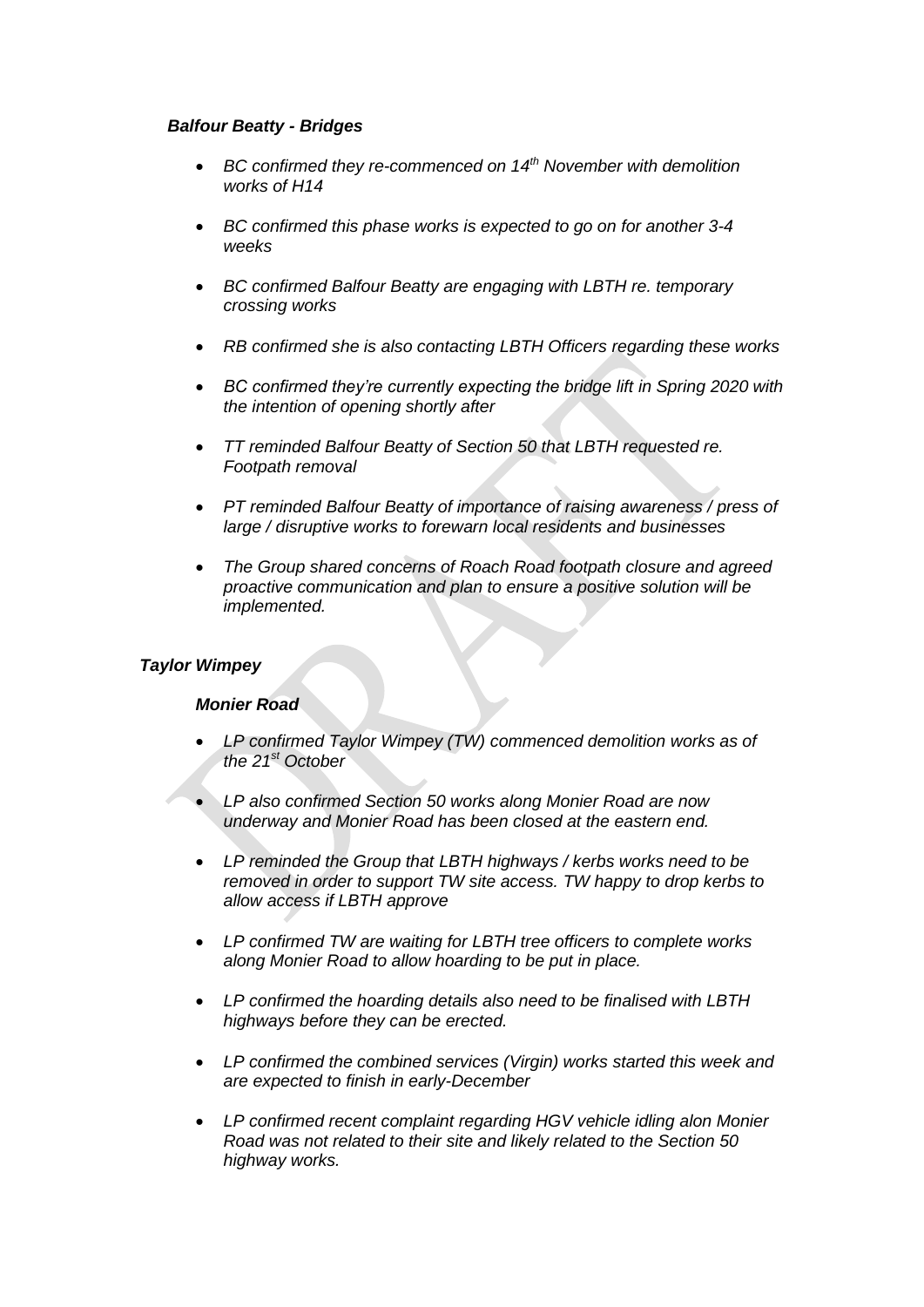***Balfour Beatty - Bridges***

- *BC confirmed they re-commenced on 14th November with demolition works of H14*
- *BC confirmed this phase works is expected to go on for another 3-4 weeks*
- *BC confirmed Balfour Beatty are engaging with LBTH re. temporary crossing works*
- *RB confirmed she is also contacting LBTH Officers regarding these works*
- *BC confirmed they're currently expecting the bridge lift in Spring 2020 with the intention of opening shortly after*
- *TT reminded Balfour Beatty of Section 50 that LBTH requested re. Footpath removal*
- *PT reminded Balfour Beatty of importance of raising awareness / press of large / disruptive works to forewarn local residents and businesses*
- *The Group shared concerns of Roach Road footpath closure and agreed proactive communication and plan to ensure a positive solution will be implemented.*

***Taylor Wimpey***

***Monier Road***

- *LP confirmed Taylor Wimpey (TW) commenced demolition works as of the 21st October*
- *LP also confirmed Section 50 works along Monier Road are now underway and Monier Road has been closed at the eastern end.*
- *LP reminded the Group that LBTH highways / kerbs works need to be removed in order to support TW site access. TW happy to drop kerbs to allow access if LBTH approve*
- *LP confirmed TW are waiting for LBTH tree officers to complete works along Monier Road to allow hoarding to be put in place.*
- *LP confirmed the hoarding details also need to be finalised with LBTH highways before they can be erected.*
- *LP confirmed the combined services (Virgin) works started this week and are expected to finish in early-December*
- *LP confirmed recent complaint regarding HGV vehicle idling alon Monier Road was not related to their site and likely related to the Section 50 highway works.*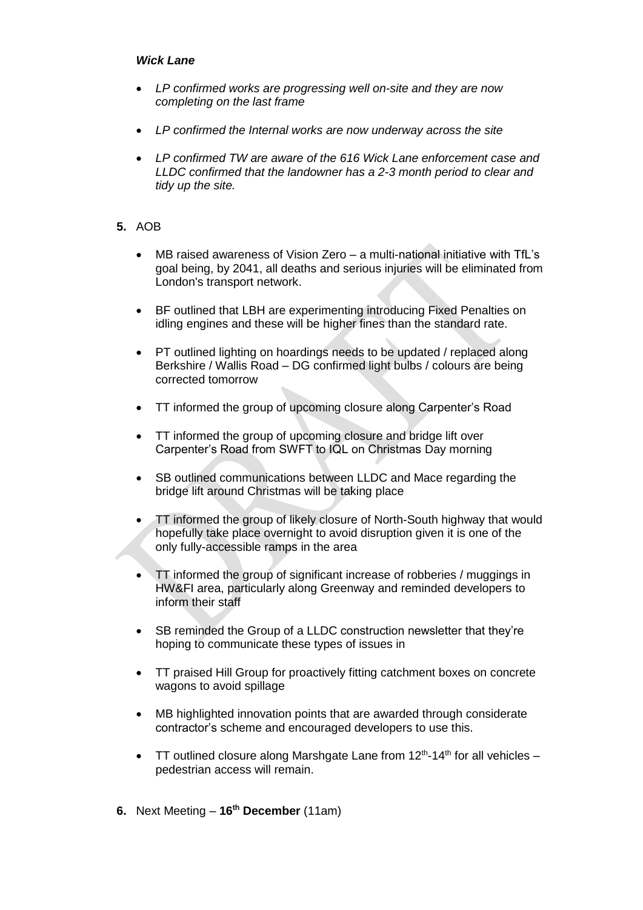***Wick Lane***

- *LP confirmed works are progressing well on-site and they are now completing on the last frame*
- *LP confirmed the Internal works are now underway across the site*
- *LP confirmed TW are aware of the 616 Wick Lane enforcement case and LLDC confirmed that the landowner has a 2-3 month period to clear and tidy up the site.*

**5.** AOB

- MB raised awareness of Vision Zero – a multi-national initiative with TfL's goal being, by 2041, all deaths and serious injuries will be eliminated from London's transport network.
- BF outlined that LBH are experimenting introducing Fixed Penalties on idling engines and these will be higher fines than the standard rate.
- PT outlined lighting on hoardings needs to be updated / replaced along Berkshire / Wallis Road – DG confirmed light bulbs / colours are being corrected tomorrow
- TT informed the group of upcoming closure along Carpenter's Road
- TT informed the group of upcoming closure and bridge lift over Carpenter's Road from SWFT to IQL on Christmas Day morning
- SB outlined communications between LLDC and Mace regarding the bridge lift around Christmas will be taking place
- TT informed the group of likely closure of North-South highway that would hopefully take place overnight to avoid disruption given it is one of the only fully-accessible ramps in the area
- TT informed the group of significant increase of robberies / muggings in HW&FI area, particularly along Greenway and reminded developers to inform their staff
- SB reminded the Group of a LLDC construction newsletter that they're hoping to communicate these types of issues in
- TT praised Hill Group for proactively fitting catchment boxes on concrete wagons to avoid spillage
- MB highlighted innovation points that are awarded through considerate contractor's scheme and encouraged developers to use this.
- TT outlined closure along Marshgate Lane from 12th-14th for all vehicles – pedestrian access will remain.

**6.** Next Meeting – **16th December** (11am)